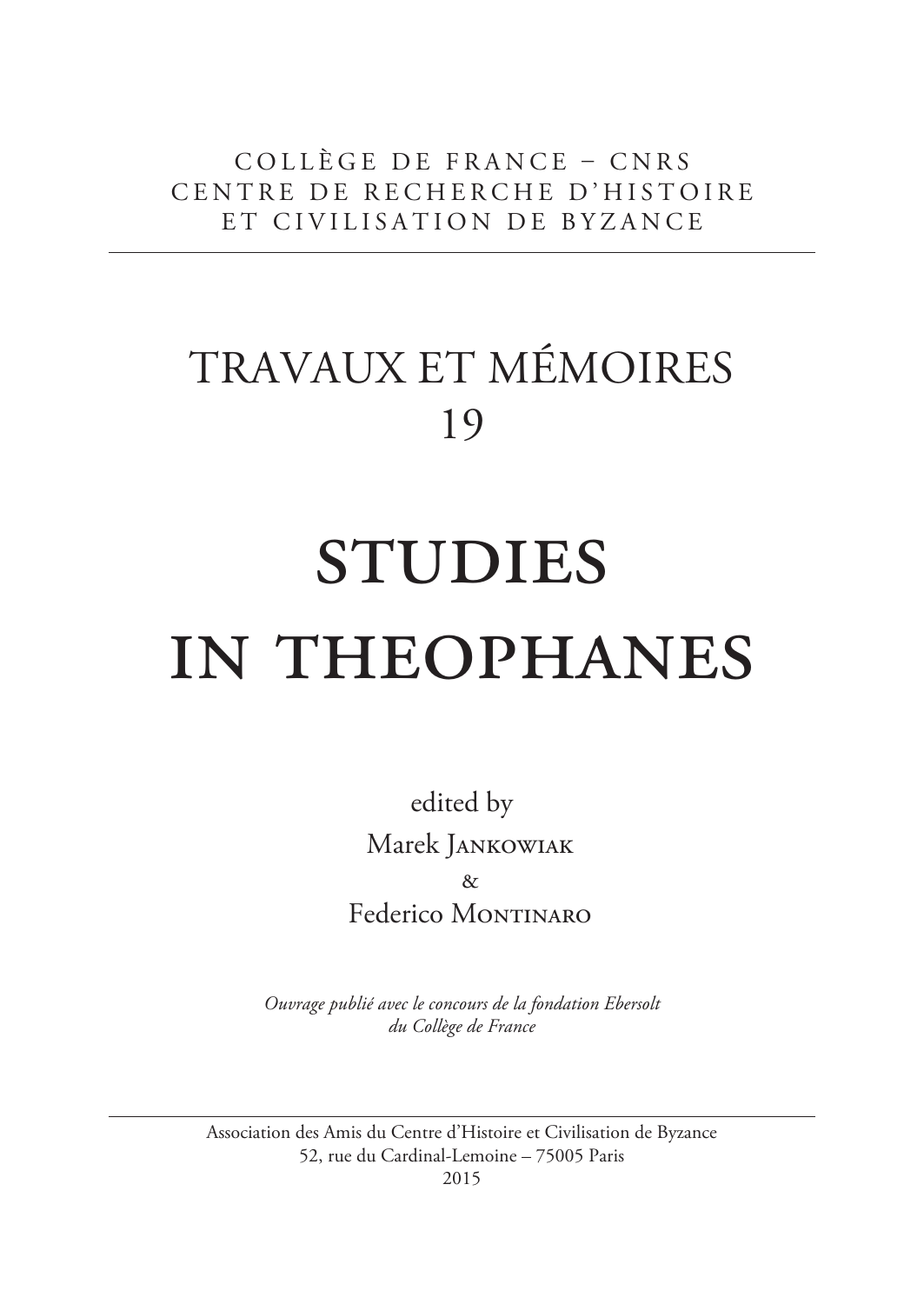COLLÈGE DE FRANCE – CNRS
CENTRE DE RECHERCHE D'HISTOIRE
ET CIVILISATION DE BYZANCE

---

# TRAVAUX ET MÉMOIRES
# 19

# STUDIES IN THEOPHANES

edited by
Marek Jankowiak
&
Federico Montinaro

*Ouvrage publié avec le concours de la fondation Ebersolt du Collège de France*

---

Association des Amis du Centre d'Histoire et Civilisation de Byzance
52, rue du Cardinal-Lemoine – 75005 Paris
2015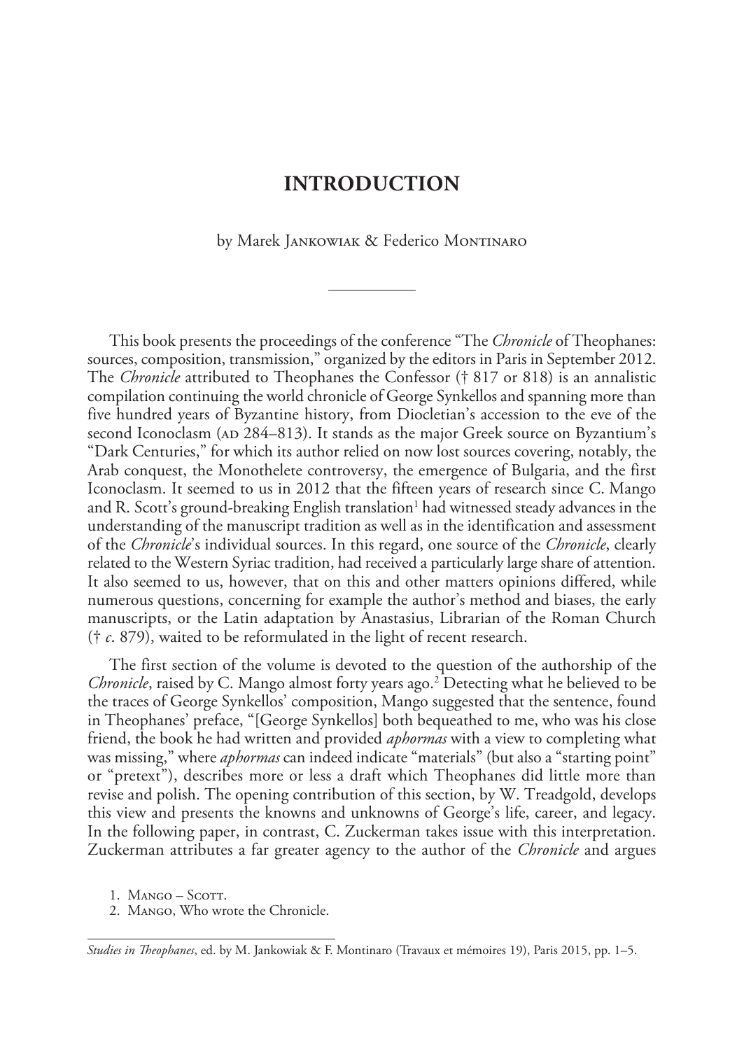# INTRODUCTION

by Marek Jankowiak & Federico Montinaro

This book presents the proceedings of the conference "The *Chronicle* of Theophanes: sources, composition, transmission," organized by the editors in Paris in September 2012. The *Chronicle* attributed to Theophanes the Confessor († 817 or 818) is an annalistic compilation continuing the world chronicle of George Synkellos and spanning more than five hundred years of Byzantine history, from Diocletian's accession to the eve of the second Iconoclasm (AD 284–813). It stands as the major Greek source on Byzantium's "Dark Centuries," for which its author relied on now lost sources covering, notably, the Arab conquest, the Monothelete controversy, the emergence of Bulgaria, and the first Iconoclasm. It seemed to us in 2012 that the fifteen years of research since C. Mango and R. Scott's ground-breaking English translation[1] had witnessed steady advances in the understanding of the manuscript tradition as well as in the identification and assessment of the *Chronicle*'s individual sources. In this regard, one source of the *Chronicle*, clearly related to the Western Syriac tradition, had received a particularly large share of attention. It also seemed to us, however, that on this and other matters opinions differed, while numerous questions, concerning for example the author's method and biases, the early manuscripts, or the Latin adaptation by Anastasius, Librarian of the Roman Church († *c*. 879), waited to be reformulated in the light of recent research.

The first section of the volume is devoted to the question of the authorship of the *Chronicle*, raised by C. Mango almost forty years ago.[2] Detecting what he believed to be the traces of George Synkellos' composition, Mango suggested that the sentence, found in Theophanes' preface, "[George Synkellos] both bequeathed to me, who was his close friend, the book he had written and provided *aphormas* with a view to completing what was missing," where *aphormas* can indeed indicate "materials" (but also a "starting point" or "pretext"), describes more or less a draft which Theophanes did little more than revise and polish. The opening contribution of this section, by W. Treadgold, develops this view and presents the knowns and unknowns of George's life, career, and legacy. In the following paper, in contrast, C. Zuckerman takes issue with this interpretation. Zuckerman attributes a far greater agency to the author of the *Chronicle* and argues

1. Mango – Scott.
2. Mango, Who wrote the Chronicle.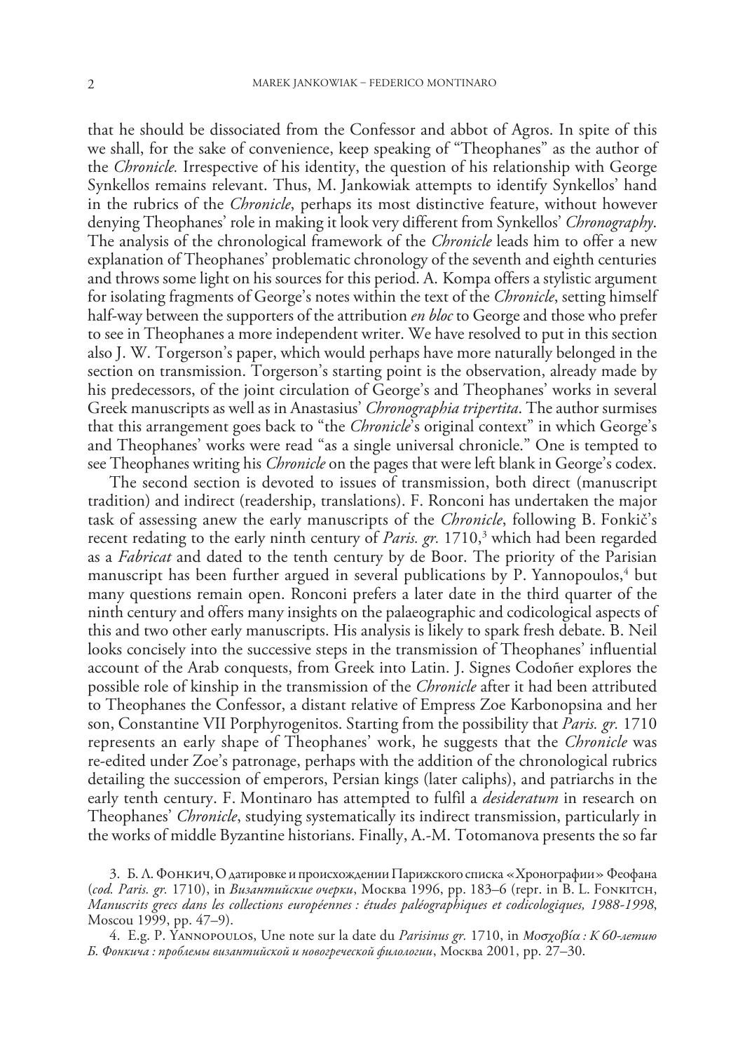that he should be dissociated from the Confessor and abbot of Agros. In spite of this we shall, for the sake of convenience, keep speaking of "Theophanes" as the author of the *Chronicle*. Irrespective of his identity, the question of his relationship with George Synkellos remains relevant. Thus, M. Jankowiak attempts to identify Synkellos' hand in the rubrics of the *Chronicle*, perhaps its most distinctive feature, without however denying Theophanes' role in making it look very different from Synkellos' *Chronography*. The analysis of the chronological framework of the *Chronicle* leads him to offer a new explanation of Theophanes' problematic chronology of the seventh and eighth centuries and throws some light on his sources for this period. A. Kompa offers a stylistic argument for isolating fragments of George's notes within the text of the *Chronicle*, setting himself half-way between the supporters of the attribution *en bloc* to George and those who prefer to see in Theophanes a more independent writer. We have resolved to put in this section also J. W. Torgerson's paper, which would perhaps have more naturally belonged in the section on transmission. Torgerson's starting point is the observation, already made by his predecessors, of the joint circulation of George's and Theophanes' works in several Greek manuscripts as well as in Anastasius' *Chronographia tripertita*. The author surmises that this arrangement goes back to "the *Chronicle*'s original context" in which George's and Theophanes' works were read "as a single universal chronicle." One is tempted to see Theophanes writing his *Chronicle* on the pages that were left blank in George's codex.

The second section is devoted to issues of transmission, both direct (manuscript tradition) and indirect (readership, translations). F. Ronconi has undertaken the major task of assessing anew the early manuscripts of the *Chronicle*, following B. Fonkič's recent redating to the early ninth century of *Paris. gr.* 1710,[3] which had been regarded as a *Fabricat* and dated to the tenth century by de Boor. The priority of the Parisian manuscript has been further argued in several publications by P. Yannopoulos,[4] but many questions remain open. Ronconi prefers a later date in the third quarter of the ninth century and offers many insights on the palaeographic and codicological aspects of this and two other early manuscripts. His analysis is likely to spark fresh debate. B. Neil looks concisely into the successive steps in the transmission of Theophanes' influential account of the Arab conquests, from Greek into Latin. J. Signes Codoñer explores the possible role of kinship in the transmission of the *Chronicle* after it had been attributed to Theophanes the Confessor, a distant relative of Empress Zoe Karbonopsina and her son, Constantine VII Porphyrogenitos. Starting from the possibility that *Paris. gr.* 1710 represents an early shape of Theophanes' work, he suggests that the *Chronicle* was re-edited under Zoe's patronage, perhaps with the addition of the chronological rubrics detailing the succession of emperors, Persian kings (later caliphs), and patriarchs in the early tenth century. F. Montinaro has attempted to fulfil a *desideratum* in research on Theophanes' *Chronicle*, studying systematically its indirect transmission, particularly in the works of middle Byzantine historians. Finally, A.-M. Totomanova presents the so far

3. Б. Л. Фонкич, О датировке и происхождении Парижского списка «Хронографии» Феофана (*cod. Paris. gr.* 1710), in *Византийские очерки*, Москва 1996, pp. 183–6 (repr. in B. L. Fonkitch, *Manuscrits grecs dans les collections européennes : études paléographiques et codicologiques, 1988-1998*, Moscou 1999, pp. 47–9).

4. E.g. P. Yannopoulos, Une note sur la date du *Parisinus gr.* 1710, in *Μοσχοβία : К 60-летию Б. Фонкича : проблемы византийской и новогреческой филологии*, Москва 2001, pp. 27–30.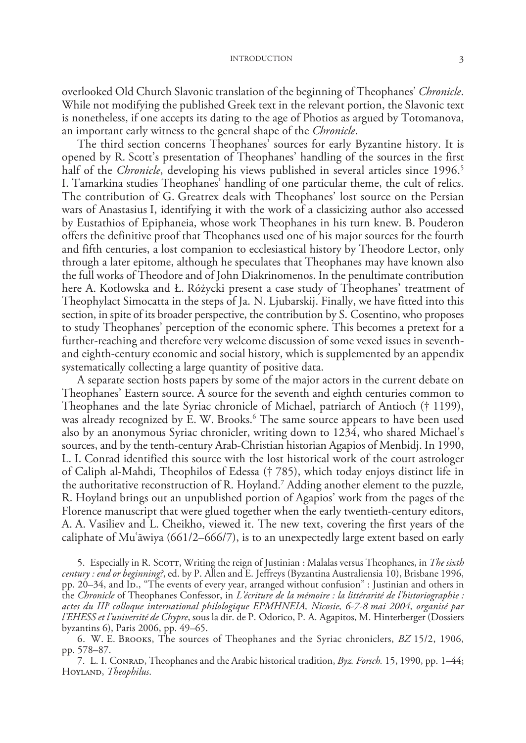overlooked Old Church Slavonic translation of the beginning of Theophanes' *Chronicle*. While not modifying the published Greek text in the relevant portion, the Slavonic text is nonetheless, if one accepts its dating to the age of Photios as argued by Totomanova, an important early witness to the general shape of the *Chronicle*.

The third section concerns Theophanes' sources for early Byzantine history. It is opened by R. Scott's presentation of Theophanes' handling of the sources in the first half of the *Chronicle*, developing his views published in several articles since 1996.[5] I. Tamarkina studies Theophanes' handling of one particular theme, the cult of relics. The contribution of G. Greatrex deals with Theophanes' lost source on the Persian wars of Anastasius I, identifying it with the work of a classicizing author also accessed by Eustathios of Epiphaneia, whose work Theophanes in his turn knew. B. Pouderon offers the definitive proof that Theophanes used one of his major sources for the fourth and fifth centuries, a lost companion to ecclesiastical history by Theodore Lector, only through a later epitome, although he speculates that Theophanes may have known also the full works of Theodore and of John Diakrinomenos. In the penultimate contribution here A. Kotłowska and Ł. Różycki present a case study of Theophanes' treatment of Theophylact Simocatta in the steps of Ja. N. Ljubarskij. Finally, we have fitted into this section, in spite of its broader perspective, the contribution by S. Cosentino, who proposes to study Theophanes' perception of the economic sphere. This becomes a pretext for a further-reaching and therefore very welcome discussion of some vexed issues in seventh- and eighth-century economic and social history, which is supplemented by an appendix systematically collecting a large quantity of positive data.

A separate section hosts papers by some of the major actors in the current debate on Theophanes' Eastern source. A source for the seventh and eighth centuries common to Theophanes and the late Syriac chronicle of Michael, patriarch of Antioch († 1199), was already recognized by E. W. Brooks.[6] The same source appears to have been used also by an anonymous Syriac chronicler, writing down to 1234, who shared Michael's sources, and by the tenth-century Arab-Christian historian Agapios of Menbidj. In 1990, L. I. Conrad identified this source with the lost historical work of the court astrologer of Caliph al-Mahdi, Theophilos of Edessa († 785), which today enjoys distinct life in the authoritative reconstruction of R. Hoyland.[7] Adding another element to the puzzle, R. Hoyland brings out an unpublished portion of Agapios' work from the pages of the Florence manuscript that were glued together when the early twentieth-century editors, A. A. Vasiliev and L. Cheikho, viewed it. The new text, covering the first years of the caliphate of Muʿāwiya (661/2–666/7), is to an unexpectedly large extent based on early

5. Especially in R. Scott, Writing the reign of Justinian : Malalas versus Theophanes, in *The sixth century : end or beginning?*, ed. by P. Allen and E. Jeffreys (Byzantina Australiensia 10), Brisbane 1996, pp. 20–34, and Id., "The events of every year, arranged without confusion" : Justinian and others in the *Chronicle* of Theophanes Confessor, in *L'écriture de la mémoire : la littérarité de l'historiographie : actes du IIIe colloque international philologique EPMHNEIA, Nicosie, 6-7-8 mai 2004, organisé par l'EHESS et l'université de Chypre*, sous la dir. de P. Odorico, P. A. Agapitos, M. Hinterberger (Dossiers byzantins 6), Paris 2006, pp. 49–65.

6. W. E. Brooks, The sources of Theophanes and the Syriac chroniclers, *BZ* 15/2, 1906, pp. 578–87.

7. L. I. Conrad, Theophanes and the Arabic historical tradition, *Byz. Forsch.* 15, 1990, pp. 1–44; Hoyland, *Theophilus*.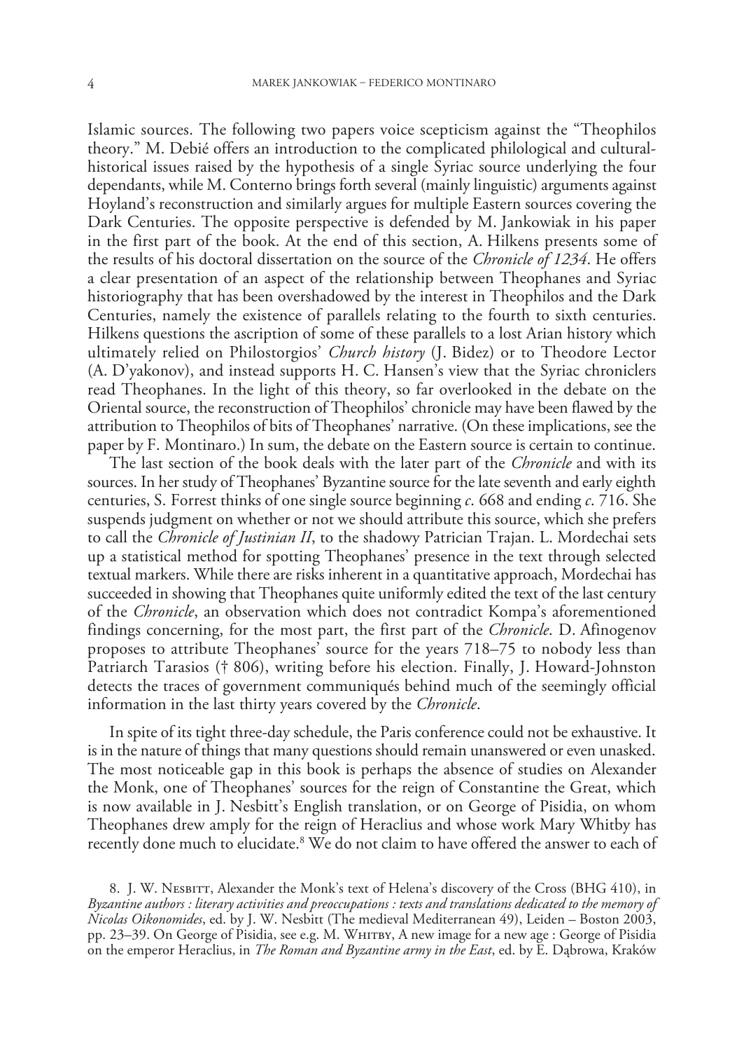Islamic sources. The following two papers voice scepticism against the "Theophilos theory." M. Debié offers an introduction to the complicated philological and cultural-historical issues raised by the hypothesis of a single Syriac source underlying the four dependants, while M. Conterno brings forth several (mainly linguistic) arguments against Hoyland's reconstruction and similarly argues for multiple Eastern sources covering the Dark Centuries. The opposite perspective is defended by M. Jankowiak in his paper in the first part of the book. At the end of this section, A. Hilkens presents some of the results of his doctoral dissertation on the source of the *Chronicle of 1234*. He offers a clear presentation of an aspect of the relationship between Theophanes and Syriac historiography that has been overshadowed by the interest in Theophilos and the Dark Centuries, namely the existence of parallels relating to the fourth to sixth centuries. Hilkens questions the ascription of some of these parallels to a lost Arian history which ultimately relied on Philostorgios' *Church history* (J. Bidez) or to Theodore Lector (A. D'yakonov), and instead supports H. C. Hansen's view that the Syriac chroniclers read Theophanes. In the light of this theory, so far overlooked in the debate on the Oriental source, the reconstruction of Theophilos' chronicle may have been flawed by the attribution to Theophilos of bits of Theophanes' narrative. (On these implications, see the paper by F. Montinaro.) In sum, the debate on the Eastern source is certain to continue.

The last section of the book deals with the later part of the *Chronicle* and with its sources. In her study of Theophanes' Byzantine source for the late seventh and early eighth centuries, S. Forrest thinks of one single source beginning *c.* 668 and ending *c.* 716. She suspends judgment on whether or not we should attribute this source, which she prefers to call the *Chronicle of Justinian II*, to the shadowy Patrician Trajan. L. Mordechai sets up a statistical method for spotting Theophanes' presence in the text through selected textual markers. While there are risks inherent in a quantitative approach, Mordechai has succeeded in showing that Theophanes quite uniformly edited the text of the last century of the *Chronicle*, an observation which does not contradict Kompa's aforementioned findings concerning, for the most part, the first part of the *Chronicle*. D. Afinogenov proposes to attribute Theophanes' source for the years 718–75 to nobody less than Patriarch Tarasios († 806), writing before his election. Finally, J. Howard-Johnston detects the traces of government communiqués behind much of the seemingly official information in the last thirty years covered by the *Chronicle*.

In spite of its tight three-day schedule, the Paris conference could not be exhaustive. It is in the nature of things that many questions should remain unanswered or even unasked. The most noticeable gap in this book is perhaps the absence of studies on Alexander the Monk, one of Theophanes' sources for the reign of Constantine the Great, which is now available in J. Nesbitt's English translation, or on George of Pisidia, on whom Theophanes drew amply for the reign of Heraclius and whose work Mary Whitby has recently done much to elucidate.[8] We do not claim to have offered the answer to each of

8. J. W. Nesbitt, Alexander the Monk's text of Helena's discovery of the Cross (BHG 410), in *Byzantine authors : literary activities and preoccupations : texts and translations dedicated to the memory of Nicolas Oikonomides*, ed. by J. W. Nesbitt (The medieval Mediterranean 49), Leiden – Boston 2003, pp. 23–39. On George of Pisidia, see e.g. M. Whitby, A new image for a new age : George of Pisidia on the emperor Heraclius, in *The Roman and Byzantine army in the East*, ed. by E. Dąbrowa, Kraków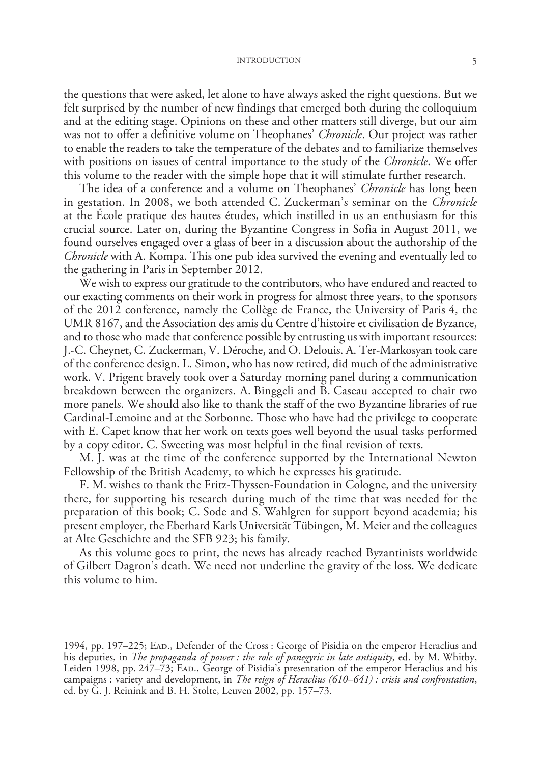the questions that were asked, let alone to have always asked the right questions. But we felt surprised by the number of new findings that emerged both during the colloquium and at the editing stage. Opinions on these and other matters still diverge, but our aim was not to offer a definitive volume on Theophanes' *Chronicle*. Our project was rather to enable the readers to take the temperature of the debates and to familiarize themselves with positions on issues of central importance to the study of the *Chronicle*. We offer this volume to the reader with the simple hope that it will stimulate further research.

The idea of a conference and a volume on Theophanes' *Chronicle* has long been in gestation. In 2008, we both attended C. Zuckerman's seminar on the *Chronicle* at the École pratique des hautes études, which instilled in us an enthusiasm for this crucial source. Later on, during the Byzantine Congress in Sofia in August 2011, we found ourselves engaged over a glass of beer in a discussion about the authorship of the *Chronicle* with A. Kompa. This one pub idea survived the evening and eventually led to the gathering in Paris in September 2012.

We wish to express our gratitude to the contributors, who have endured and reacted to our exacting comments on their work in progress for almost three years, to the sponsors of the 2012 conference, namely the Collège de France, the University of Paris 4, the UMR 8167, and the Association des amis du Centre d'histoire et civilisation de Byzance, and to those who made that conference possible by entrusting us with important resources: J.-C. Cheynet, C. Zuckerman, V. Déroche, and O. Delouis. A. Ter-Markosyan took care of the conference design. L. Simon, who has now retired, did much of the administrative work. V. Prigent bravely took over a Saturday morning panel during a communication breakdown between the organizers. A. Binggeli and B. Caseau accepted to chair two more panels. We should also like to thank the staff of the two Byzantine libraries of rue Cardinal-Lemoine and at the Sorbonne. Those who have had the privilege to cooperate with E. Capet know that her work on texts goes well beyond the usual tasks performed by a copy editor. C. Sweeting was most helpful in the final revision of texts.

M. J. was at the time of the conference supported by the International Newton Fellowship of the British Academy, to which he expresses his gratitude.

F. M. wishes to thank the Fritz-Thyssen-Foundation in Cologne, and the university there, for supporting his research during much of the time that was needed for the preparation of this book; C. Sode and S. Wahlgren for support beyond academia; his present employer, the Eberhard Karls Universität Tübingen, M. Meier and the colleagues at Alte Geschichte and the SFB 923; his family.

As this volume goes to print, the news has already reached Byzantinists worldwide of Gilbert Dagron's death. We need not underline the gravity of the loss. We dedicate this volume to him.

1994, pp. 197–225; Ead., Defender of the Cross : George of Pisidia on the emperor Heraclius and his deputies, in *The propaganda of power : the role of panegyric in late antiquity*, ed. by M. Whitby, Leiden 1998, pp. 247–73; Ead., George of Pisidia's presentation of the emperor Heraclius and his campaigns : variety and development, in *The reign of Heraclius (610–641) : crisis and confrontation*, ed. by G. J. Reinink and B. H. Stolte, Leuven 2002, pp. 157–73.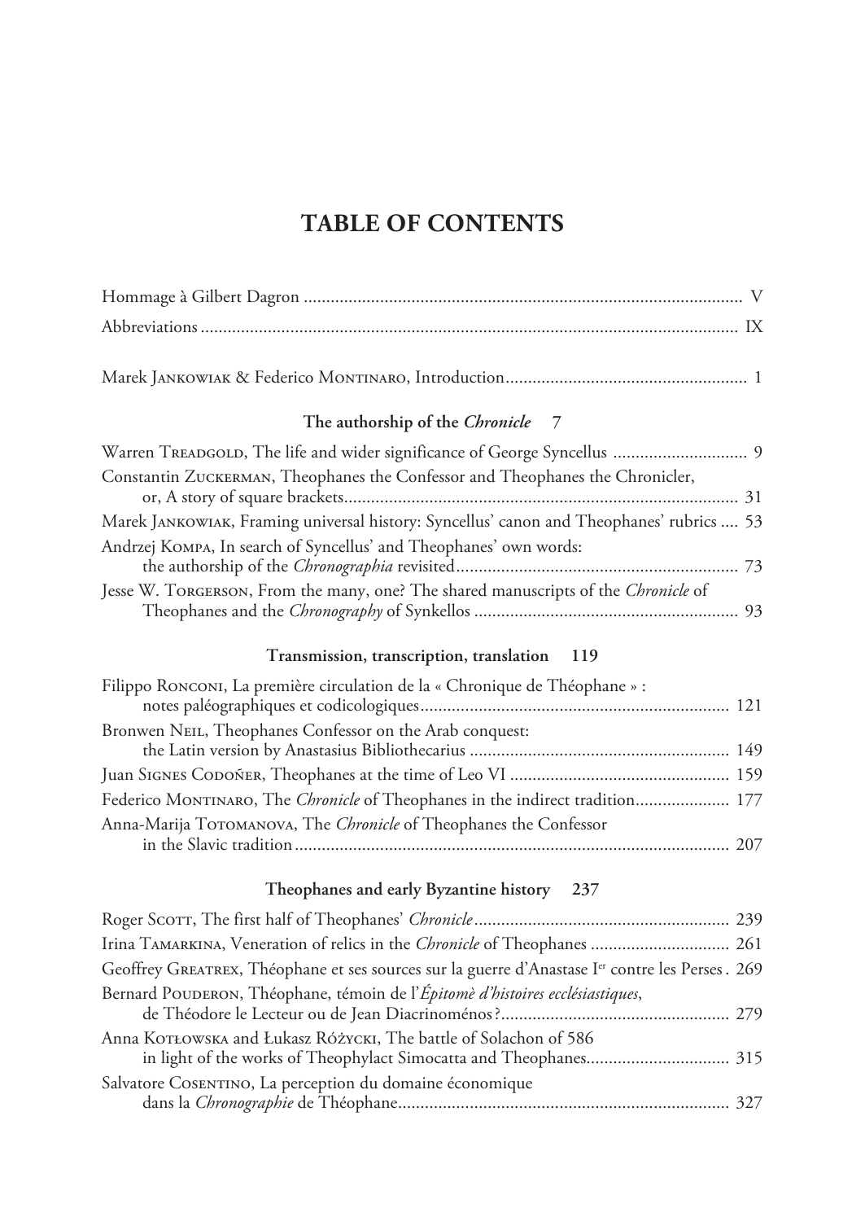# TABLE OF CONTENTS

Hommage à Gilbert Dagron ..... V

Abbreviations ..... IX

Marek Jankowiak & Federico Montinaro, Introduction ..... 1

### The authorship of the *Chronicle* 7

Warren Treadgold, The life and wider significance of George Syncellus ..... 9

Constantin Zuckerman, Theophanes the Confessor and Theophanes the Chronicler, or, A story of square brackets ..... 31

Marek Jankowiak, Framing universal history: Syncellus' canon and Theophanes' rubrics ..... 53

Andrzej Kompa, In search of Syncellus' and Theophanes' own words: the authorship of the *Chronographia* revisited ..... 73

Jesse W. Torgerson, From the many, one? The shared manuscripts of the *Chronicle* of Theophanes and the *Chronography* of Synkellos ..... 93

### Transmission, transcription, translation 119

Filippo Ronconi, La première circulation de la « Chronique de Théophane » : notes paléographiques et codicologiques ..... 121

Bronwen Neil, Theophanes Confessor on the Arab conquest: the Latin version by Anastasius Bibliothecarius ..... 149

Juan Signes Codoñer, Theophanes at the time of Leo VI ..... 159

Federico Montinaro, The *Chronicle* of Theophanes in the indirect tradition ..... 177

Anna-Marija Totomanova, The *Chronicle* of Theophanes the Confessor in the Slavic tradition ..... 207

### Theophanes and early Byzantine history 237

Roger Scott, The first half of Theophanes' *Chronicle* ..... 239

Irina Tamarkina, Veneration of relics in the *Chronicle* of Theophanes ..... 261

Geoffrey Greatrex, Théophane et ses sources sur la guerre d'Anastase I[er] contre les Perses ..... 269

Bernard Pouderon, Théophane, témoin de l'*Épitomè d'histoires ecclésiastiques*, de Théodore le Lecteur ou de Jean Diacrinoménos ? ..... 279

Anna Kotłowska and Łukasz Różycki, The battle of Solachon of 586 in light of the works of Theophylact Simocatta and Theophanes ..... 315

Salvatore Cosentino, La perception du domaine économique dans la *Chronographie* de Théophane ..... 327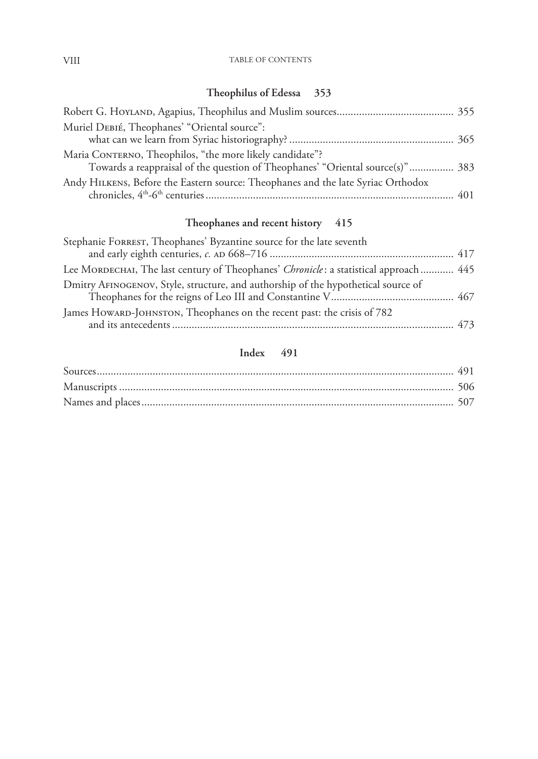## Theophilus of Edessa 353

Robert G. Hoyland, Agapius, Theophilus and Muslim sources .......... 355

Muriel Debié, Theophanes' "Oriental source": what can we learn from Syriac historiography? .......... 365

Maria Conterno, Theophilos, "the more likely candidate"? Towards a reappraisal of the question of Theophanes' "Oriental source(s)" .......... 383

Andy Hilkens, Before the Eastern source: Theophanes and the late Syriac Orthodox chronicles, 4th-6th centuries .......... 401

## Theophanes and recent history 415

Stephanie Forrest, Theophanes' Byzantine source for the late seventh and early eighth centuries, *c.* AD 668–716 .......... 417

Lee Mordechai, The last century of Theophanes' *Chronicle*: a statistical approach .......... 445

Dmitry Afinogenov, Style, structure, and authorship of the hypothetical source of Theophanes for the reigns of Leo III and Constantine V .......... 467

James Howard-Johnston, Theophanes on the recent past: the crisis of 782 and its antecedents .......... 473

## Index 491

Sources .......... 491

Manuscripts .......... 506

Names and places .......... 507